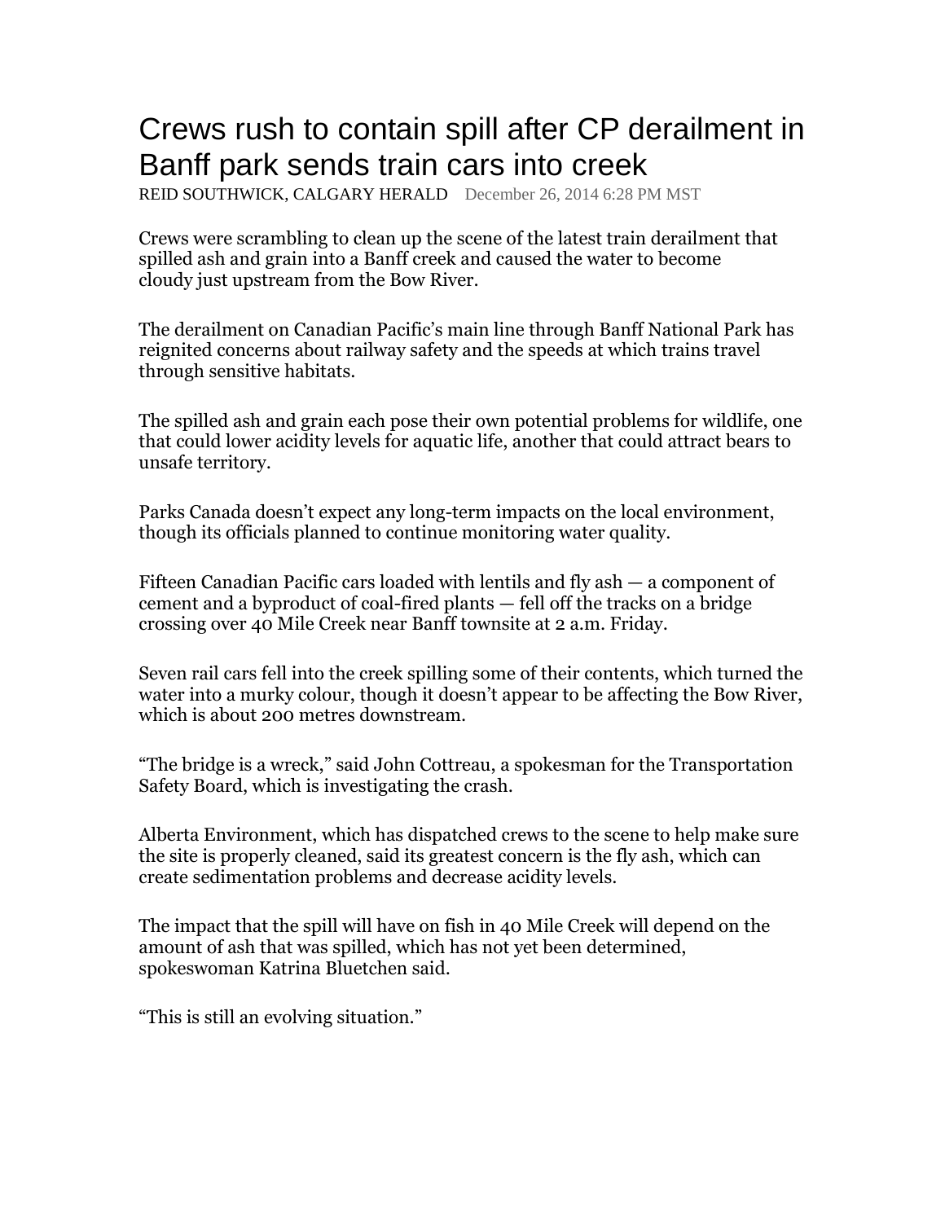# Crews rush to contain spill after CP derailment in Banff park sends train cars into creek

REID SOUTHWICK, CALGARY HERALD December 26, 2014 6:28 PM MST

Crews were scrambling to clean up the scene of the latest train derailment that spilled ash and grain into a Banff creek and caused the water to become cloudy just upstream from the Bow River.

The derailment on Canadian Pacific's main line through Banff National Park has reignited concerns about railway safety and the speeds at which trains travel through sensitive habitats.

The spilled ash and grain each pose their own potential problems for wildlife, one that could lower acidity levels for aquatic life, another that could attract bears to unsafe territory.

Parks Canada doesn't expect any long-term impacts on the local environment, though its officials planned to continue monitoring water quality.

Fifteen Canadian Pacific cars loaded with lentils and fly ash — a component of cement and a byproduct of coal-fired plants — fell off the tracks on a bridge crossing over 40 Mile Creek near Banff townsite at 2 a.m. Friday.

Seven rail cars fell into the creek spilling some of their contents, which turned the water into a murky colour, though it doesn't appear to be affecting the Bow River, which is about 200 metres downstream.

"The bridge is a wreck," said John Cottreau, a spokesman for the Transportation Safety Board, which is investigating the crash.

Alberta Environment, which has dispatched crews to the scene to help make sure the site is properly cleaned, said its greatest concern is the fly ash, which can create sedimentation problems and decrease acidity levels.

The impact that the spill will have on fish in 40 Mile Creek will depend on the amount of ash that was spilled, which has not yet been determined, spokeswoman Katrina Bluetchen said.

"This is still an evolving situation."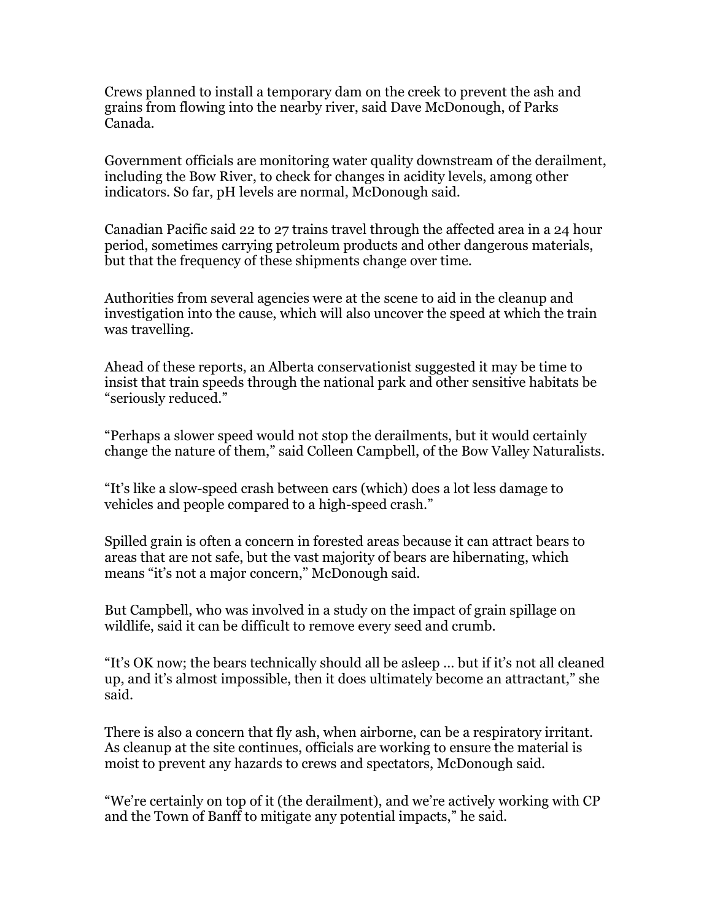Crews planned to install a temporary dam on the creek to prevent the ash and grains from flowing into the nearby river, said Dave McDonough, of Parks Canada.

Government officials are monitoring water quality downstream of the derailment, including the Bow River, to check for changes in acidity levels, among other indicators. So far, pH levels are normal, McDonough said.

Canadian Pacific said 22 to 27 trains travel through the affected area in a 24 hour period, sometimes carrying petroleum products and other dangerous materials, but that the frequency of these shipments change over time.

Authorities from several agencies were at the scene to aid in the cleanup and investigation into the cause, which will also uncover the speed at which the train was travelling.

Ahead of these reports, an Alberta conservationist suggested it may be time to insist that train speeds through the national park and other sensitive habitats be "seriously reduced."

"Perhaps a slower speed would not stop the derailments, but it would certainly change the nature of them," said Colleen Campbell, of the Bow Valley Naturalists.

"It's like a slow-speed crash between cars (which) does a lot less damage to vehicles and people compared to a high-speed crash."

Spilled grain is often a concern in forested areas because it can attract bears to areas that are not safe, but the vast majority of bears are hibernating, which means "it's not a major concern," McDonough said.

But Campbell, who was involved in a study on the impact of grain spillage on wildlife, said it can be difficult to remove every seed and crumb.

"It's OK now; the bears technically should all be asleep … but if it's not all cleaned up, and it's almost impossible, then it does ultimately become an attractant," she said.

There is also a concern that fly ash, when airborne, can be a respiratory irritant. As cleanup at the site continues, officials are working to ensure the material is moist to prevent any hazards to crews and spectators, McDonough said.

"We're certainly on top of it (the derailment), and we're actively working with CP and the Town of Banff to mitigate any potential impacts," he said.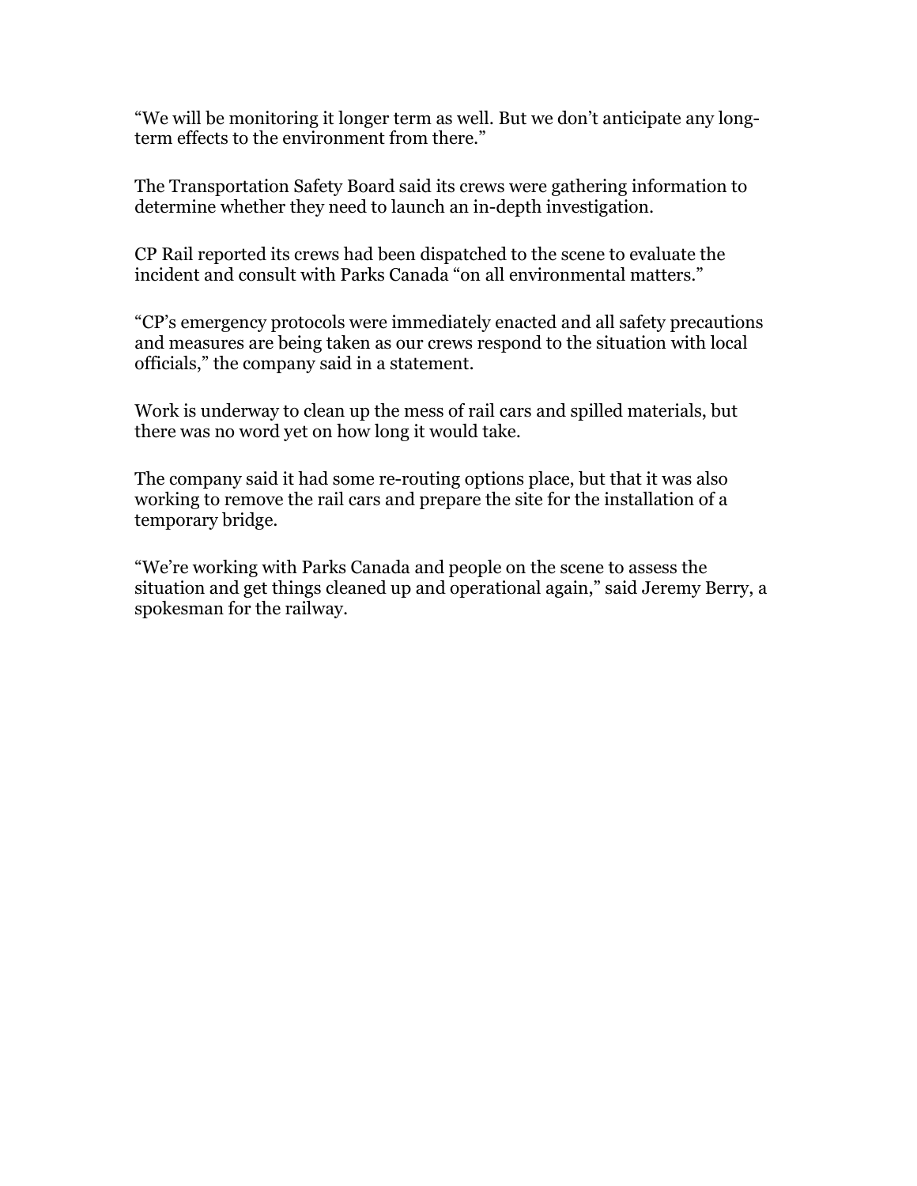"We will be monitoring it longer term as well. But we don't anticipate any long-term effects to the environment from there."

The Transportation Safety Board said its crews were gathering information to determine whether they need to launch an in-depth investigation.

CP Rail reported its crews had been dispatched to the scene to evaluate the incident and consult with Parks Canada "on all environmental matters."

"CP's emergency protocols were immediately enacted and all safety precautions and measures are being taken as our crews respond to the situation with local officials," the company said in a statement.

Work is underway to clean up the mess of rail cars and spilled materials, but there was no word yet on how long it would take.

The company said it had some re-routing options place, but that it was also working to remove the rail cars and prepare the site for the installation of a temporary bridge.

"We're working with Parks Canada and people on the scene to assess the situation and get things cleaned up and operational again," said Jeremy Berry, a spokesman for the railway.